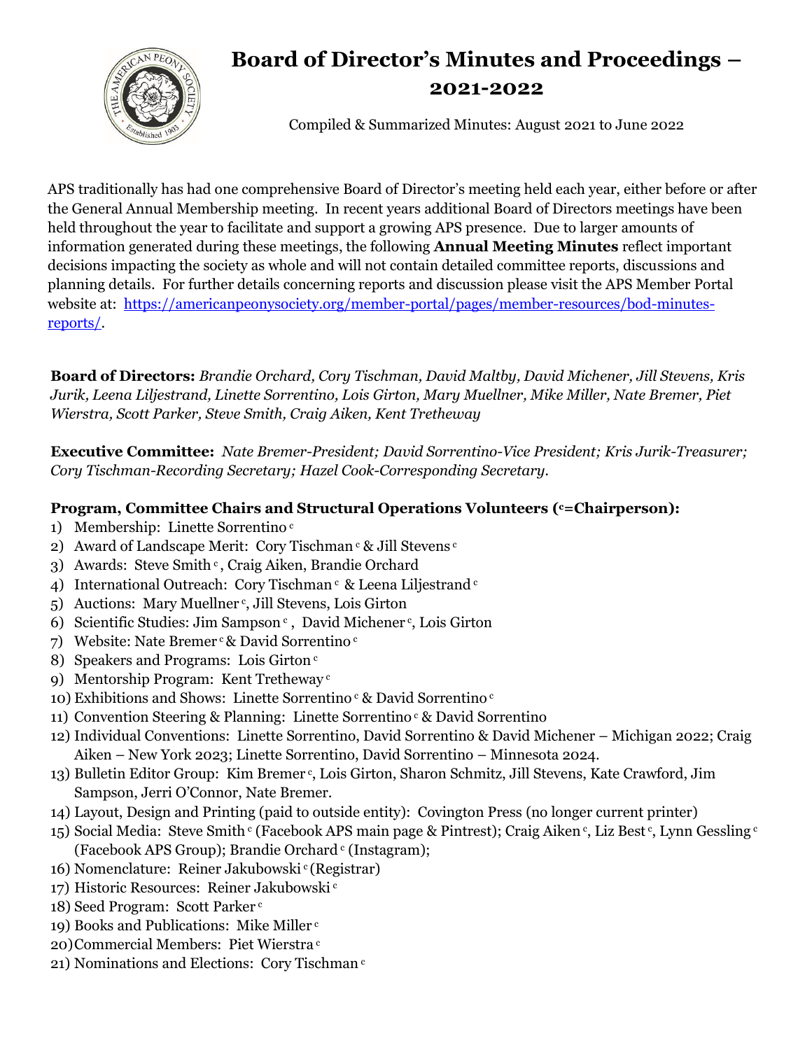# Board of Director's Minutes and Proceedings – 2021-2022

Compiled & Summarized Minutes: August 2021 to June 2022

APS traditionally has had one comprehensive Board of Director's meeting held each year, either before or after the General Annual Membership meeting. In recent years additional Board of Directors meetings have been held throughout the year to facilitate and support a growing APS presence. Due to larger amounts of information generated during these meetings, the following **Annual Meeting Minutes** reflect important decisions impacting the society as whole and will not contain detailed committee reports, discussions and planning details. For further details concerning reports and discussion please visit the APS Member Portal website at: [https://americanpeonysociety.org/member-portal/pages/member-resources/bod-minutes-reports/](https://americanpeonysociety.org/member-portal/pages/member-resources/bod-minutes-reports/).

**Board of Directors:** *Brandie Orchard, Cory Tischman, David Maltby, David Michener, Jill Stevens, Kris Jurik, Leena Liljestrand, Linette Sorrentino, Lois Girton, Mary Muellner, Mike Miller, Nate Bremer, Piet Wierstra, Scott Parker, Steve Smith, Craig Aiken, Kent Tretheway*

**Executive Committee:** *Nate Bremer-President; David Sorrentino-Vice President; Kris Jurik-Treasurer; Cory Tischman-Recording Secretary; Hazel Cook-Corresponding Secretary.*

**Program, Committee Chairs and Structural Operations Volunteers ([c]=Chairperson):**

1) Membership: Linette Sorrentino [c]
2) Award of Landscape Merit: Cory Tischman [c] & Jill Stevens [c]
3) Awards: Steve Smith [c], Craig Aiken, Brandie Orchard
4) International Outreach: Cory Tischman [c] & Leena Liljestrand [c]
5) Auctions: Mary Muellner [c], Jill Stevens, Lois Girton
6) Scientific Studies: Jim Sampson [c], David Michener [c], Lois Girton
7) Website: Nate Bremer [c] & David Sorrentino [c]
8) Speakers and Programs: Lois Girton [c]
9) Mentorship Program: Kent Tretheway [c]
10) Exhibitions and Shows: Linette Sorrentino [c] & David Sorrentino [c]
11) Convention Steering & Planning: Linette Sorrentino [c] & David Sorrentino
12) Individual Conventions: Linette Sorrentino, David Sorrentino & David Michener – Michigan 2022; Craig Aiken – New York 2023; Linette Sorrentino, David Sorrentino – Minnesota 2024.
13) Bulletin Editor Group: Kim Bremer [c], Lois Girton, Sharon Schmitz, Jill Stevens, Kate Crawford, Jim Sampson, Jerri O'Connor, Nate Bremer.
14) Layout, Design and Printing (paid to outside entity): Covington Press (no longer current printer)
15) Social Media: Steve Smith [c] (Facebook APS main page & Pintrest); Craig Aiken [c], Liz Best [c], Lynn Gessling [c] (Facebook APS Group); Brandie Orchard [c] (Instagram);
16) Nomenclature: Reiner Jakubowski [c] (Registrar)
17) Historic Resources: Reiner Jakubowski [c]
18) Seed Program: Scott Parker [c]
19) Books and Publications: Mike Miller [c]
20) Commercial Members: Piet Wierstra [c]
21) Nominations and Elections: Cory Tischman [c]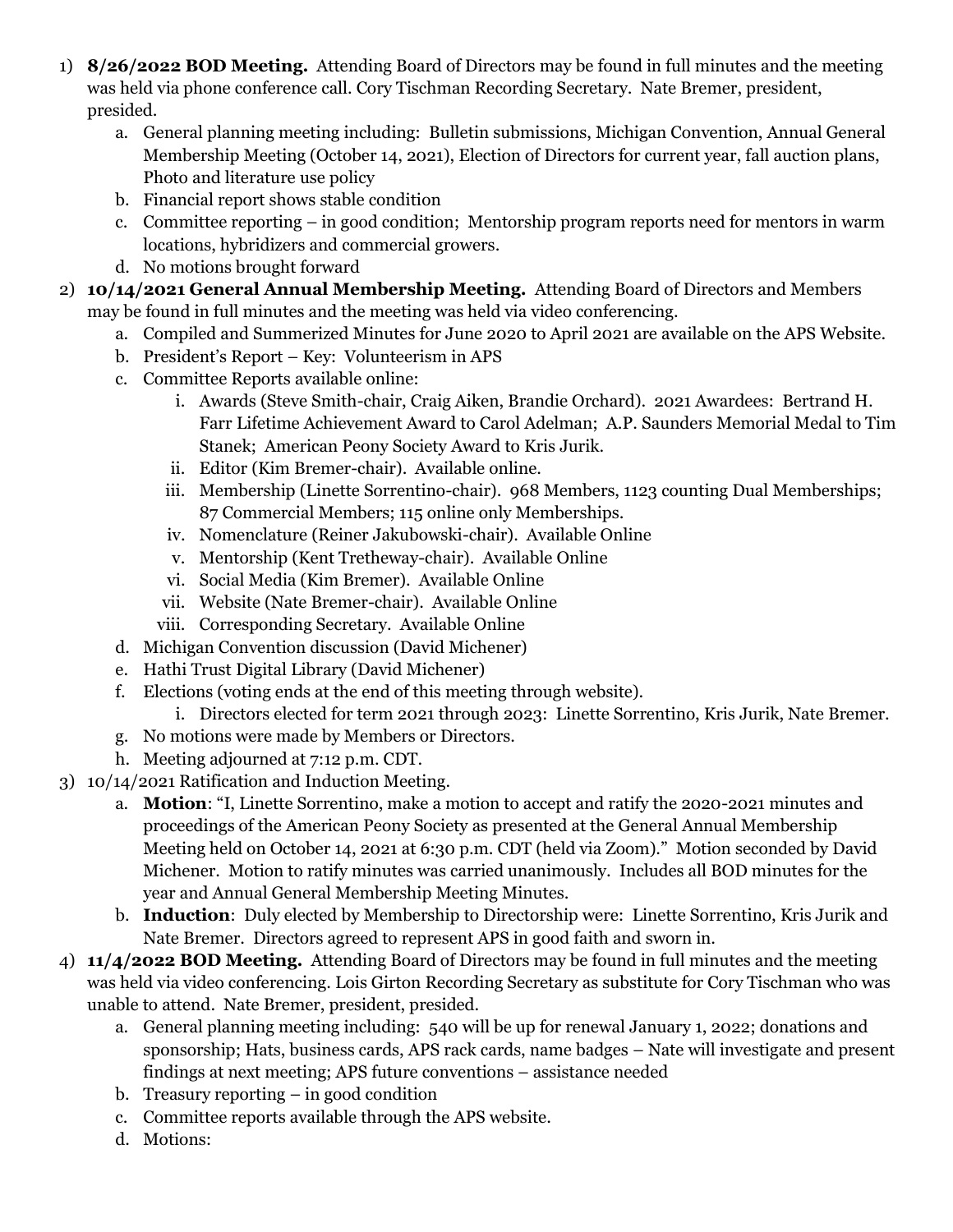1) **8/26/2022 BOD Meeting.** Attending Board of Directors may be found in full minutes and the meeting was held via phone conference call. Cory Tischman Recording Secretary. Nate Bremer, president, presided.
   a. General planning meeting including: Bulletin submissions, Michigan Convention, Annual General Membership Meeting (October 14, 2021), Election of Directors for current year, fall auction plans, Photo and literature use policy
   b. Financial report shows stable condition
   c. Committee reporting – in good condition; Mentorship program reports need for mentors in warm locations, hybridizers and commercial growers.
   d. No motions brought forward
2) **10/14/2021 General Annual Membership Meeting.** Attending Board of Directors and Members may be found in full minutes and the meeting was held via video conferencing.
   a. Compiled and Summerized Minutes for June 2020 to April 2021 are available on the APS Website.
   b. President's Report – Key: Volunteerism in APS
   c. Committee Reports available online:
      i. Awards (Steve Smith-chair, Craig Aiken, Brandie Orchard). 2021 Awardees: Bertrand H. Farr Lifetime Achievement Award to Carol Adelman; A.P. Saunders Memorial Medal to Tim Stanek; American Peony Society Award to Kris Jurik.
      ii. Editor (Kim Bremer-chair). Available online.
      iii. Membership (Linette Sorrentino-chair). 968 Members, 1123 counting Dual Memberships; 87 Commercial Members; 115 online only Memberships.
      iv. Nomenclature (Reiner Jakubowski-chair). Available Online
      v. Mentorship (Kent Tretheway-chair). Available Online
      vi. Social Media (Kim Bremer). Available Online
      vii. Website (Nate Bremer-chair). Available Online
      viii. Corresponding Secretary. Available Online
   d. Michigan Convention discussion (David Michener)
   e. Hathi Trust Digital Library (David Michener)
   f. Elections (voting ends at the end of this meeting through website).
      i. Directors elected for term 2021 through 2023: Linette Sorrentino, Kris Jurik, Nate Bremer.
   g. No motions were made by Members or Directors.
   h. Meeting adjourned at 7:12 p.m. CDT.
3) 10/14/2021 Ratification and Induction Meeting.
   a. **Motion**: "I, Linette Sorrentino, make a motion to accept and ratify the 2020-2021 minutes and proceedings of the American Peony Society as presented at the General Annual Membership Meeting held on October 14, 2021 at 6:30 p.m. CDT (held via Zoom)." Motion seconded by David Michener. Motion to ratify minutes was carried unanimously. Includes all BOD minutes for the year and Annual General Membership Meeting Minutes.
   b. **Induction**: Duly elected by Membership to Directorship were: Linette Sorrentino, Kris Jurik and Nate Bremer. Directors agreed to represent APS in good faith and sworn in.
4) **11/4/2022 BOD Meeting.** Attending Board of Directors may be found in full minutes and the meeting was held via video conferencing. Lois Girton Recording Secretary as substitute for Cory Tischman who was unable to attend. Nate Bremer, president, presided.
   a. General planning meeting including: 540 will be up for renewal January 1, 2022; donations and sponsorship; Hats, business cards, APS rack cards, name badges – Nate will investigate and present findings at next meeting; APS future conventions – assistance needed
   b. Treasury reporting – in good condition
   c. Committee reports available through the APS website.
   d. Motions: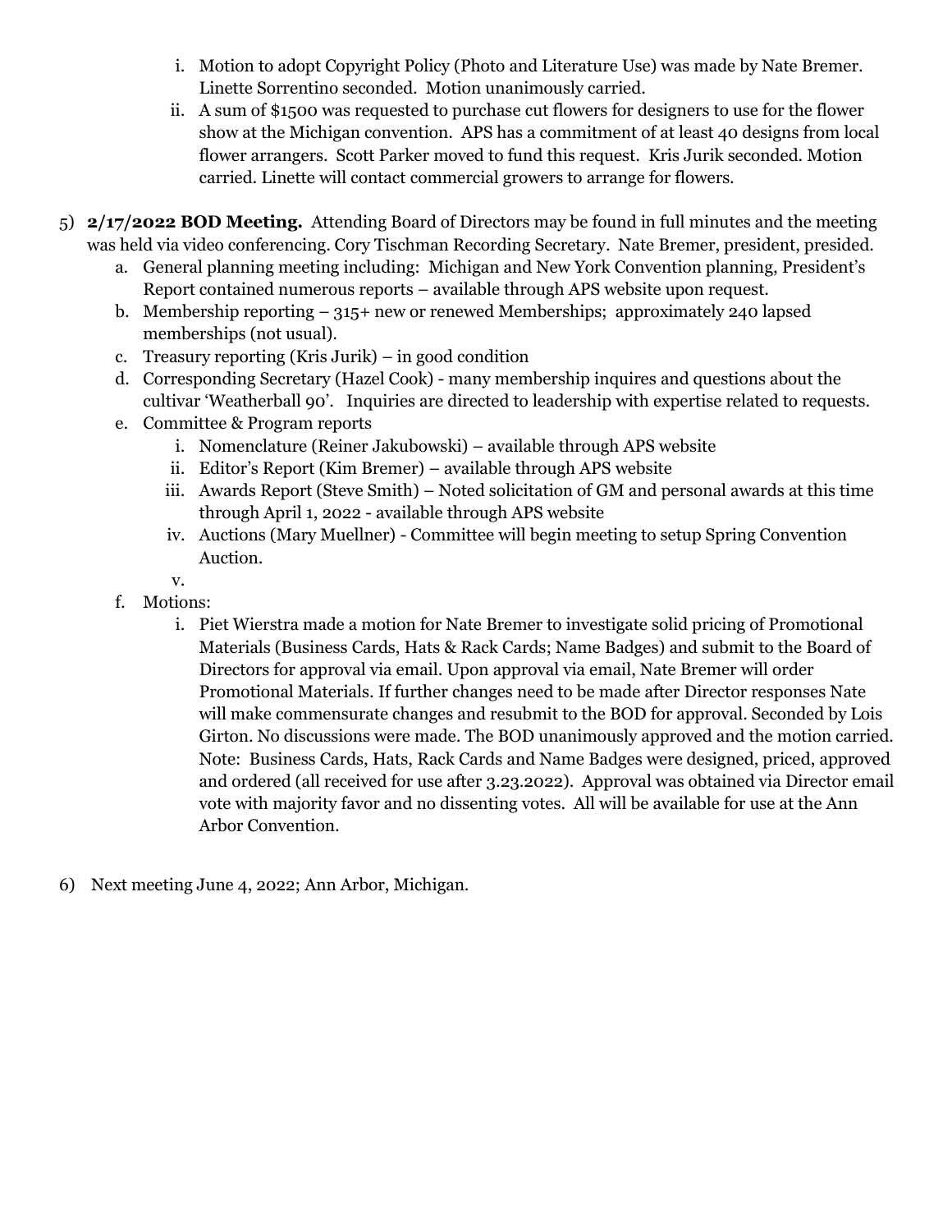i. Motion to adopt Copyright Policy (Photo and Literature Use) was made by Nate Bremer. Linette Sorrentino seconded. Motion unanimously carried.
   ii. A sum of $1500 was requested to purchase cut flowers for designers to use for the flower show at the Michigan convention. APS has a commitment of at least 40 designs from local flower arrangers. Scott Parker moved to fund this request. Kris Jurik seconded. Motion carried. Linette will contact commercial growers to arrange for flowers.

5) **2/17/2022 BOD Meeting.** Attending Board of Directors may be found in full minutes and the meeting was held via video conferencing. Cory Tischman Recording Secretary. Nate Bremer, president, presided.
   a. General planning meeting including: Michigan and New York Convention planning, President's Report contained numerous reports – available through APS website upon request.
   b. Membership reporting – 315+ new or renewed Memberships; approximately 240 lapsed memberships (not usual).
   c. Treasury reporting (Kris Jurik) – in good condition
   d. Corresponding Secretary (Hazel Cook) - many membership inquires and questions about the cultivar 'Weatherball 90'. Inquiries are directed to leadership with expertise related to requests.
   e. Committee & Program reports
      i. Nomenclature (Reiner Jakubowski) – available through APS website
      ii. Editor's Report (Kim Bremer) – available through APS website
      iii. Awards Report (Steve Smith) – Noted solicitation of GM and personal awards at this time through April 1, 2022 - available through APS website
      iv. Auctions (Mary Muellner) - Committee will begin meeting to setup Spring Convention Auction.
      v.
   f. Motions:
      i. Piet Wierstra made a motion for Nate Bremer to investigate solid pricing of Promotional Materials (Business Cards, Hats & Rack Cards; Name Badges) and submit to the Board of Directors for approval via email. Upon approval via email, Nate Bremer will order Promotional Materials. If further changes need to be made after Director responses Nate will make commensurate changes and resubmit to the BOD for approval. Seconded by Lois Girton. No discussions were made. The BOD unanimously approved and the motion carried. Note: Business Cards, Hats, Rack Cards and Name Badges were designed, priced, approved and ordered (all received for use after 3.23.2022). Approval was obtained via Director email vote with majority favor and no dissenting votes. All will be available for use at the Ann Arbor Convention.

6) Next meeting June 4, 2022; Ann Arbor, Michigan.